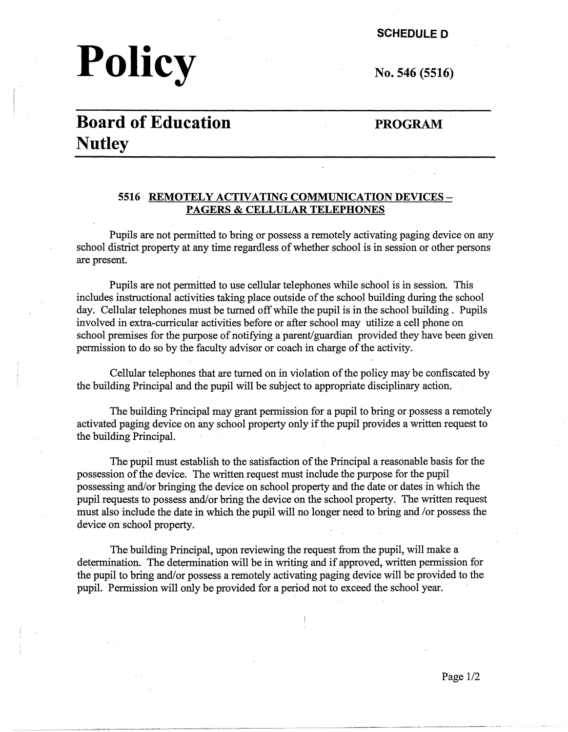**SCHEDULE D**

# Policy

**No. 546 (5516)**

## Board of Education Nutley

**PROGRAM**

### 5516 REMOTELY ACTIVATING COMMUNICATION DEVICES – PAGERS & CELLULAR TELEPHONES

Pupils are not permitted to bring or possess a remotely activating paging device on any school district property at any time regardless of whether school is in session or other persons are present.

Pupils are not permitted to use cellular telephones while school is in session. This includes instructional activities taking place outside of the school building during the school day. Cellular telephones must be turned off while the pupil is in the school building . Pupils involved in extra-curricular activities before or after school may utilize a cell phone on school premises for the purpose of notifying a parent/guardian provided they have been given permission to do so by the faculty advisor or coach in charge of the activity.

Cellular telephones that are turned on in violation of the policy may be confiscated by the building Principal and the pupil will be subject to appropriate disciplinary action.

The building Principal may grant permission for a pupil to bring or possess a remotely activated paging device on any school property only if the pupil provides a written request to the building Principal.

The pupil must establish to the satisfaction of the Principal a reasonable basis for the possession of the device. The written request must include the purpose for the pupil possessing and/or bringing the device on school property and the date or dates in which the pupil requests to possess and/or bring the device on the school property. The written request must also include the date in which the pupil will no longer need to bring and /or possess the device on school property.

The building Principal, upon reviewing the request from the pupil, will make a determination. The determination will be in writing and if approved, written permission for the pupil to bring and/or possess a remotely activating paging device will be provided to the pupil. Permission will only be provided for a period not to exceed the school year.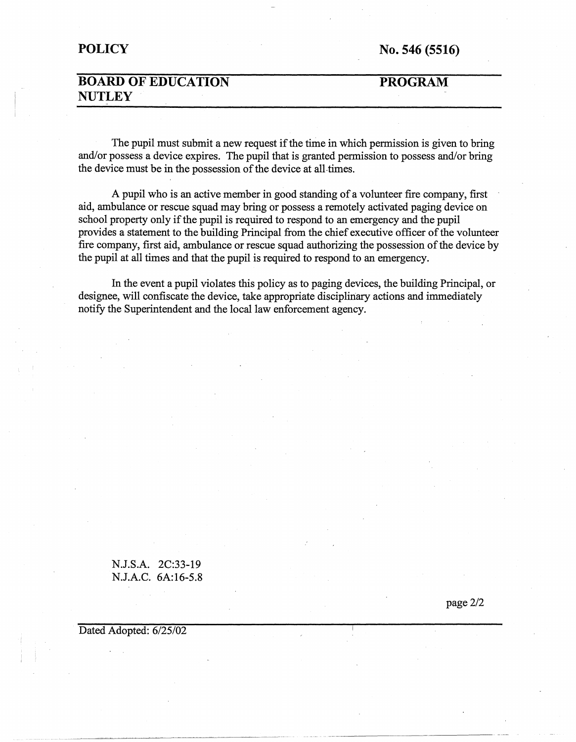The pupil must submit a new request if the time in which permission is given to bring and/or possess a device expires. The pupil that is granted permission to possess and/or bring the device must be in the possession of the device at all times.

A pupil who is an active member in good standing of a volunteer fire company, first aid, ambulance or rescue squad may bring or possess a remotely activated paging device on school property only if the pupil is required to respond to an emergency and the pupil provides a statement to the building Principal from the chief executive officer of the volunteer fire company, first aid, ambulance or rescue squad authorizing the possession of the device by the pupil at all times and that the pupil is required to respond to an emergency.

In the event a pupil violates this policy as to paging devices, the building Principal, or designee, will confiscate the device, take appropriate disciplinary actions and immediately notify the Superintendent and the local law enforcement agency.

N.J.S.A. 2C:33-19
N.J.A.C. 6A:16-5.8

Dated Adopted: 6/25/02